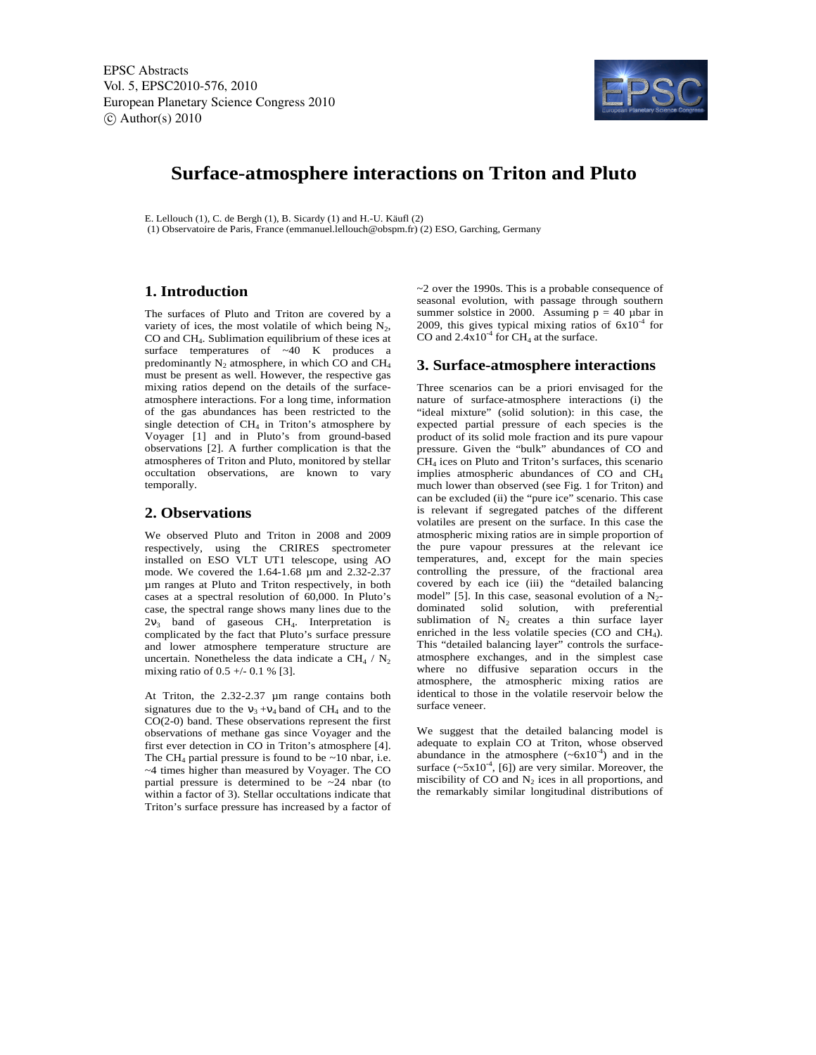# Surface-atmosphere interactions on Triton and Pluto

E. Lellouch (1), C. de Bergh (1), B. Sicardy (1) and H.-U. Käufl (2)

(1) Observatoire de Paris, France (emmanuel.lellouch@obspm.fr) (2) ESO, Garching, Germany

## 1. Introduction

The surfaces of Pluto and Triton are covered by a variety of ices, the most volatile of which being $N_2$, CO and $CH_4$. Sublimation equilibrium of these ices at surface temperatures of ~40 K produces a predominantly $N_2$ atmosphere, in which CO and $CH_4$ must be present as well. However, the respective gas mixing ratios depend on the details of the surface-atmosphere interactions. For a long time, information of the gas abundances has been restricted to the single detection of $CH_4$ in Triton's atmosphere by Voyager [1] and in Pluto's from ground-based observations [2]. A further complication is that the atmospheres of Triton and Pluto, monitored by stellar occultation observations, are known to vary temporally.

## 2. Observations

We observed Pluto and Triton in 2008 and 2009 respectively, using the CRIRES spectrometer installed on ESO VLT UT1 telescope, using AO mode. We covered the 1.64-1.68 µm and 2.32-2.37 µm ranges at Pluto and Triton respectively, in both cases at a spectral resolution of 60,000. In Pluto's case, the spectral range shows many lines due to the $2\nu_3$ band of gaseous $CH_4$. Interpretation is complicated by the fact that Pluto's surface pressure and lower atmosphere temperature structure are uncertain. Nonetheless the data indicate a $CH_4$ / $N_2$ mixing ratio of 0.5 +/- 0.1 % [3].

At Triton, the 2.32-2.37 µm range contains both signatures due to the $\nu_3 + \nu_4$ band of $CH_4$ and to the CO(2-0) band. These observations represent the first observations of methane gas since Voyager and the first ever detection in CO in Triton's atmosphere [4]. The $CH_4$ partial pressure is found to be ~10 nbar, i.e. ~4 times higher than measured by Voyager. The CO partial pressure is determined to be ~24 nbar (to within a factor of 3). Stellar occultations indicate that Triton's surface pressure has increased by a factor of ~2 over the 1990s. This is a probable consequence of seasonal evolution, with passage through southern summer solstice in 2000. Assuming p = 40 µbar in 2009, this gives typical mixing ratios of $6 \times 10^{-4}$ for CO and $2.4 \times 10^{-4}$ for $CH_4$ at the surface.

## 3. Surface-atmosphere interactions

Three scenarios can be a priori envisaged for the nature of surface-atmosphere interactions (i) the "ideal mixture" (solid solution): in this case, the expected partial pressure of each species is the product of its solid mole fraction and its pure vapour pressure. Given the "bulk" abundances of CO and $CH_4$ ices on Pluto and Triton's surfaces, this scenario implies atmospheric abundances of CO and $CH_4$ much lower than observed (see Fig. 1 for Triton) and can be excluded (ii) the "pure ice" scenario. This case is relevant if segregated patches of the different volatiles are present on the surface. In this case the atmospheric mixing ratios are in simple proportion of the pure vapour pressures at the relevant ice temperatures, and, except for the main species controlling the pressure, of the fractional area covered by each ice (iii) the "detailed balancing model" [5]. In this case, seasonal evolution of a $N_2$-dominated solid solution, with preferential sublimation of $N_2$ creates a thin surface layer enriched in the less volatile species (CO and $CH_4$). This "detailed balancing layer" controls the surface-atmosphere exchanges, and in the simplest case where no diffusive separation occurs in the atmosphere, the atmospheric mixing ratios are identical to those in the volatile reservoir below the surface veneer.

We suggest that the detailed balancing model is adequate to explain CO at Triton, whose observed abundance in the atmosphere (~$6 \times 10^{-4}$) and in the surface (~$5 \times 10^{-4}$, [6]) are very similar. Moreover, the miscibility of CO and $N_2$ ices in all proportions, and the remarkably similar longitudinal distributions of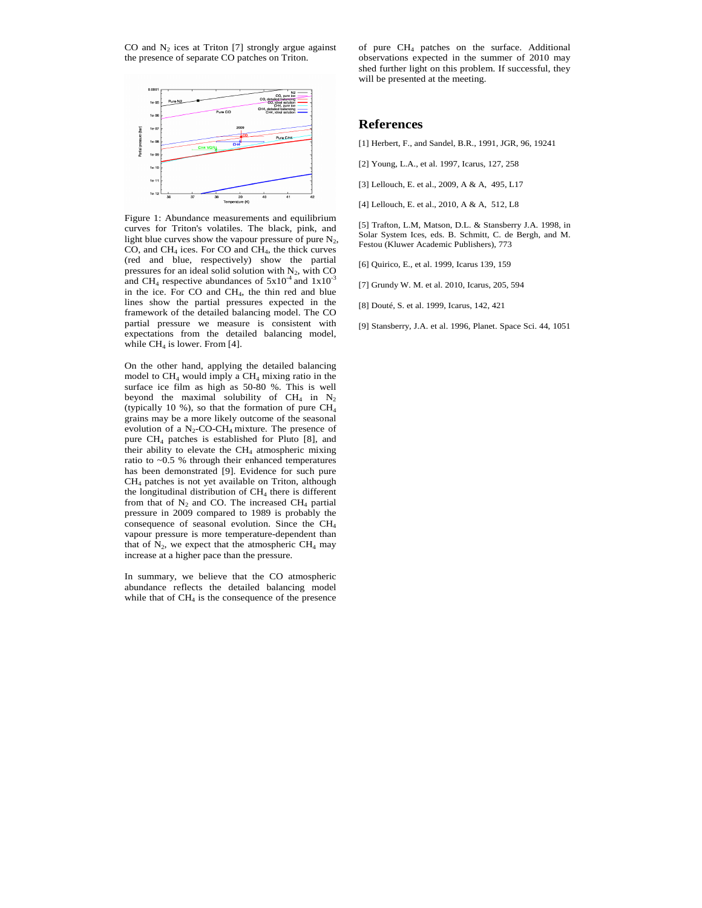CO and $N_2$ ices at Triton [7] strongly argue against the presence of separate CO patches on Triton.

0.0001
1e-05
1e-06
1e-07
1e-08
1e-09
1e-10
1e-11
1e-12
Partial pressure (bar)
36 37 38 39 40 41 42
Temperature (K)
N2
CO, pure ice
CO, detailed balancing
CO, ideal solution
CH4, pure ice
CH4, detailed balancing
CH4, ideal solution
Pure N2
Pure CO
2009
CO
CH4
Pure CH4
CH4 VGR

Figure 1: Abundance measurements and equilibrium curves for Triton's volatiles. The black, pink, and light blue curves show the vapour pressure of pure $N_2$, CO, and $CH_4$ ices. For CO and $CH_4$, the thick curves (red and blue, respectively) show the partial pressures for an ideal solid solution with $N_2$, with CO and $CH_4$ respective abundances of $5x10^{-4}$ and $1x10^{-3}$ in the ice. For CO and $CH_4$, the thin red and blue lines show the partial pressures expected in the framework of the detailed balancing model. The CO partial pressure we measure is consistent with expectations from the detailed balancing model, while $CH_4$ is lower. From [4].

On the other hand, applying the detailed balancing model to $CH_4$ would imply a $CH_4$ mixing ratio in the surface ice film as high as 50-80 %. This is well beyond the maximal solubility of $CH_4$ in $N_2$ (typically 10 %), so that the formation of pure $CH_4$ grains may be a more likely outcome of the seasonal evolution of a $N_2$-CO-$CH_4$ mixture. The presence of pure $CH_4$ patches is established for Pluto [8], and their ability to elevate the $CH_4$ atmospheric mixing ratio to ~0.5 % through their enhanced temperatures has been demonstrated [9]. Evidence for such pure $CH_4$ patches is not yet available on Triton, although the longitudinal distribution of $CH_4$ there is different from that of $N_2$ and CO. The increased $CH_4$ partial pressure in 2009 compared to 1989 is probably the consequence of seasonal evolution. Since the $CH_4$ vapour pressure is more temperature-dependent than that of $N_2$, we expect that the atmospheric $CH_4$ may increase at a higher pace than the pressure.

In summary, we believe that the CO atmospheric abundance reflects the detailed balancing model while that of $CH_4$ is the consequence of the presence of pure $CH_4$ patches on the surface. Additional observations expected in the summer of 2010 may shed further light on this problem. If successful, they will be presented at the meeting.

## References

[1] Herbert, F., and Sandel, B.R., 1991, JGR, 96, 19241

[2] Young, L.A., et al. 1997, Icarus, 127, 258

[3] Lellouch, E. et al., 2009, A & A, 495, L17

[4] Lellouch, E. et al., 2010, A & A, 512, L8

[5] Trafton, L.M, Matson, D.L. & Stansberry J.A. 1998, in Solar System Ices, eds. B. Schmitt, C. de Bergh, and M. Festou (Kluwer Academic Publishers), 773

[6] Quirico, E., et al. 1999, Icarus 139, 159

[7] Grundy W. M. et al. 2010, Icarus, 205, 594

[8] Douté, S. et al. 1999, Icarus, 142, 421

[9] Stansberry, J.A. et al. 1996, Planet. Space Sci. 44, 1051